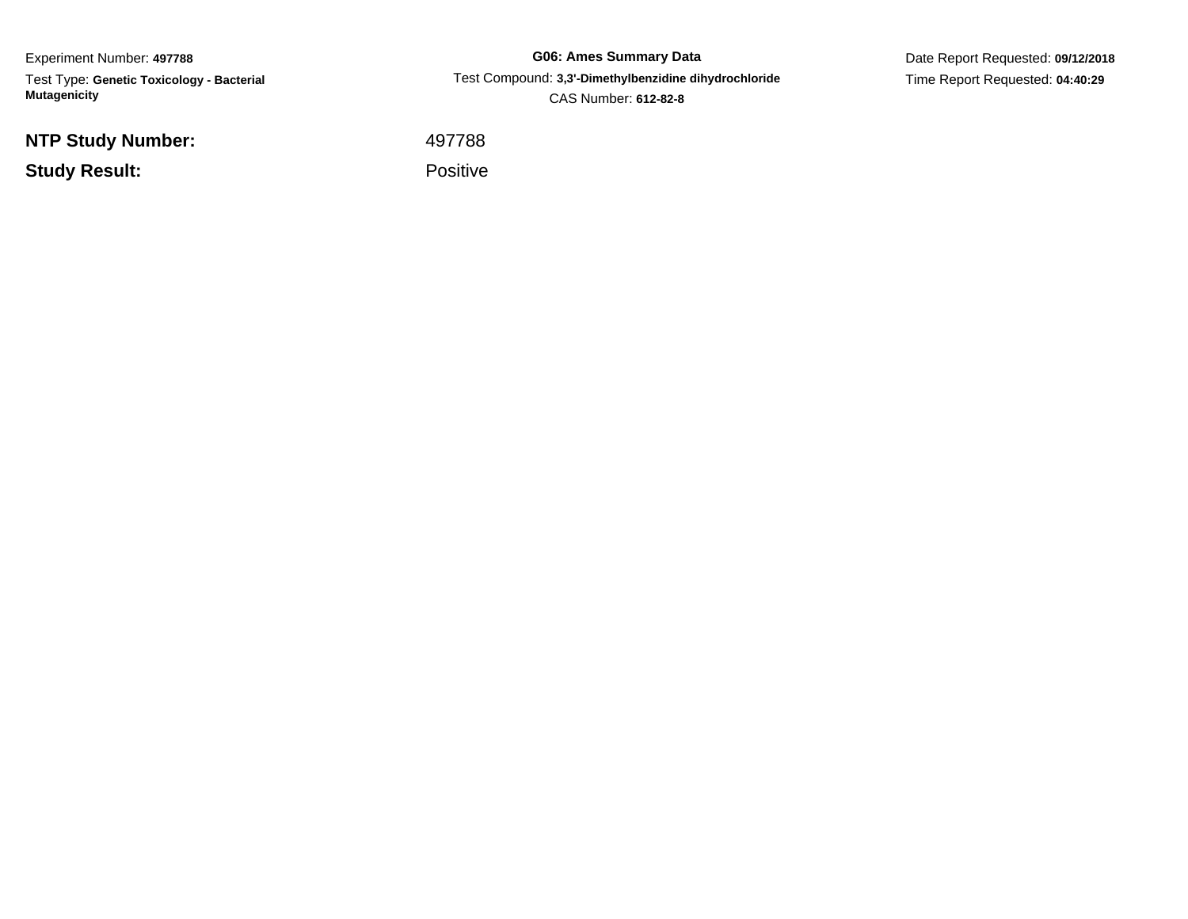Experiment Number: **497788**

Test Type: **Genetic Toxicology - Bacterial Mutagenicity**

**G06: Ames Summary Data**

Test Compound: **3,3'-Dimethylbenzidine dihydrochloride**

CAS Number: **612-82-8**

Date Report Requested: **09/12/2018**

Time Report Requested: **04:40:29**

**NTP Study Number:** 497788

**Study Result:** Positive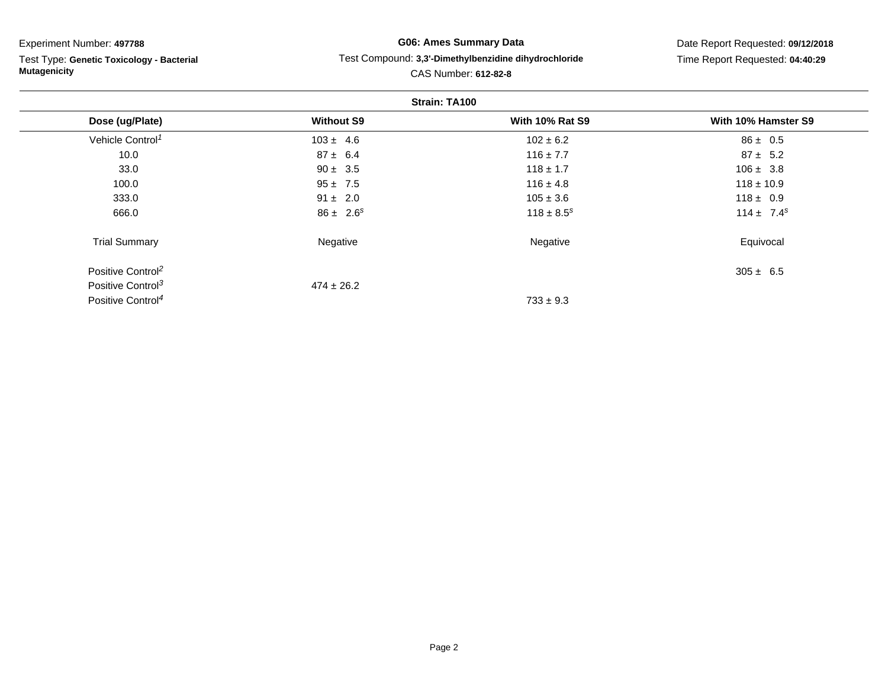Experiment Number: **497788**

Test Type: **Genetic Toxicology - Bacterial Mutagenicity**

**G06: Ames Summary Data**

Test Compound: **3,3'-Dimethylbenzidine dihydrochloride**

CAS Number: **612-82-8**

Date Report Requested: **09/12/2018**

Time Report Requested: **04:40:29**

**Strain: TA100**

| Dose (ug/Plate) | Without S9 | With 10% Rat S9 | With 10% Hamster S9 |
|---|---|---|---|
| Vehicle Control[1] | 103 ± 4.6 | 102 ± 6.2 | 86 ± 0.5 |
| 10.0 | 87 ± 6.4 | 116 ± 7.7 | 87 ± 5.2 |
| 33.0 | 90 ± 3.5 | 118 ± 1.7 | 106 ± 3.8 |
| 100.0 | 95 ± 7.5 | 116 ± 4.8 | 118 ± 10.9 |
| 333.0 | 91 ± 2.0 | 105 ± 3.6 | 118 ± 0.9 |
| 666.0 | 86 ± 2.6[s] | 118 ± 8.5[s] | 114 ± 7.4[s] |
| Trial Summary | Negative | Negative | Equivocal |
| Positive Control[2] | | | 305 ± 6.5 |
| Positive Control[3] | 474 ± 26.2 | | |
| Positive Control[4] | | 733 ± 9.3 | |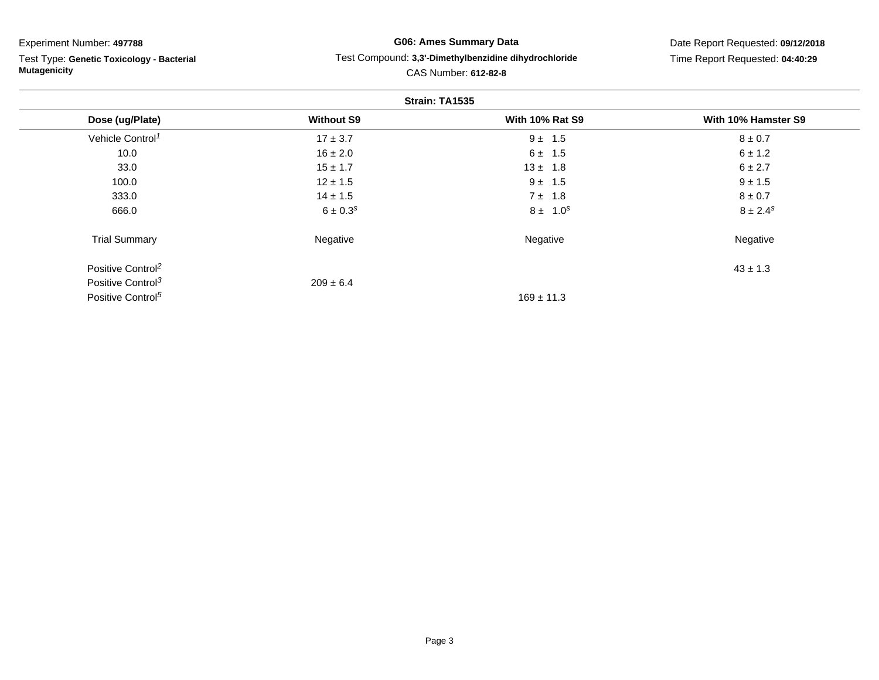Experiment Number: **497788**

Test Type: **Genetic Toxicology - Bacterial Mutagenicity**

**G06: Ames Summary Data**

Test Compound: **3,3'-Dimethylbenzidine dihydrochloride**

CAS Number: **612-82-8**

Date Report Requested: **09/12/2018**

Time Report Requested: **04:40:29**

**Strain: TA1535**

| Dose (ug/Plate) | Without S9 | With 10% Rat S9 | With 10% Hamster S9 |
|---|---|---|---|
| Vehicle Control[1] | 17 ± 3.7 | 9 ± 1.5 | 8 ± 0.7 |
| 10.0 | 16 ± 2.0 | 6 ± 1.5 | 6 ± 1.2 |
| 33.0 | 15 ± 1.7 | 13 ± 1.8 | 6 ± 2.7 |
| 100.0 | 12 ± 1.5 | 9 ± 1.5 | 9 ± 1.5 |
| 333.0 | 14 ± 1.5 | 7 ± 1.8 | 8 ± 0.7 |
| 666.0 | 6 ± 0.3[s] | 8 ± 1.0[s] | 8 ± 2.4[s] |
| Trial Summary | Negative | Negative | Negative |
| Positive Control[2] | | | 43 ± 1.3 |
| Positive Control[3] | 209 ± 6.4 | | |
| Positive Control[5] | | 169 ± 11.3 | |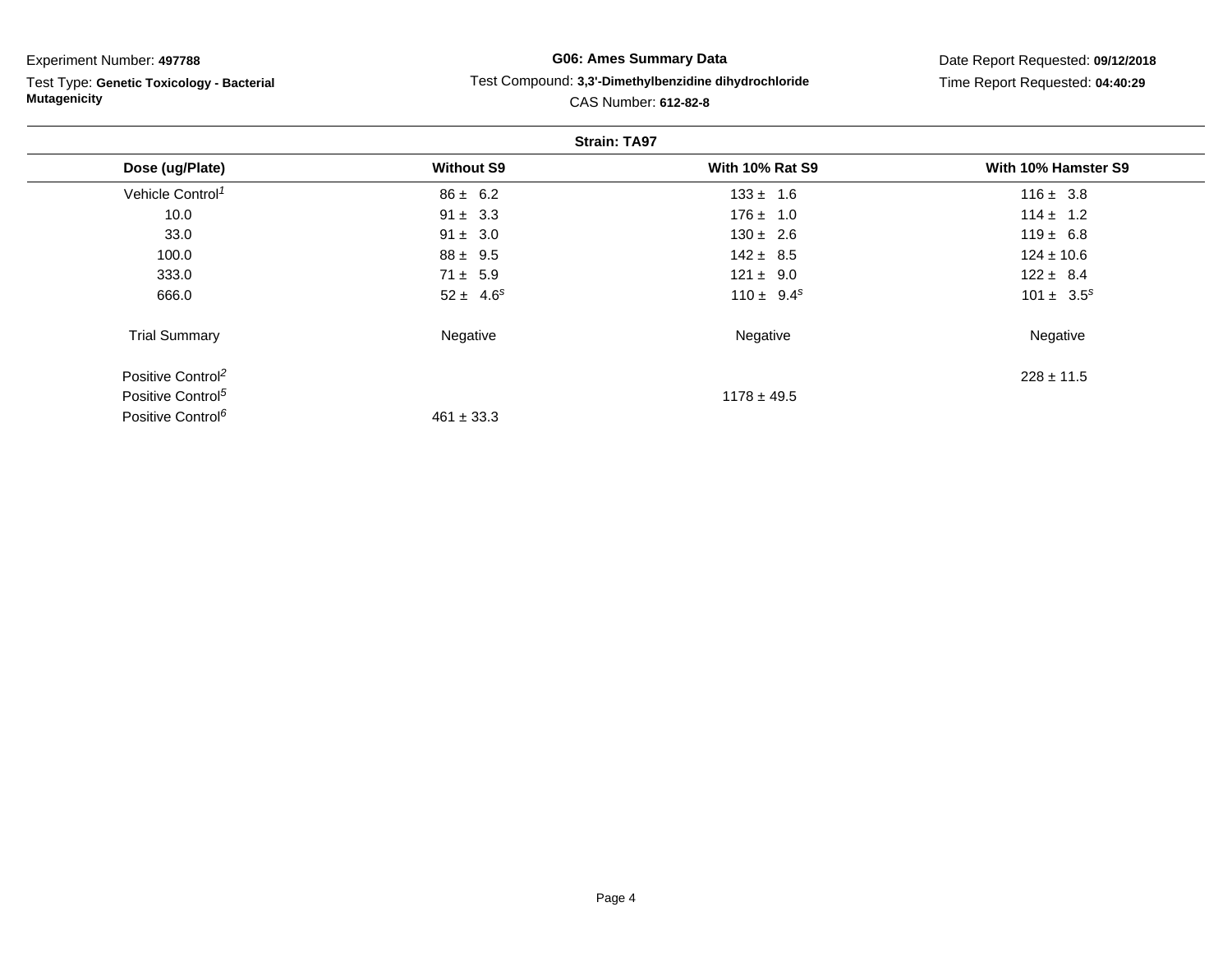Experiment Number: **497788**

Test Type: **Genetic Toxicology - Bacterial Mutagenicity**

**G06: Ames Summary Data**

Test Compound: **3,3'-Dimethylbenzidine dihydrochloride**

CAS Number: **612-82-8**

Date Report Requested: **09/12/2018**

Time Report Requested: **04:40:29**

**Strain: TA97**

| Dose (ug/Plate) | Without S9 | With 10% Rat S9 | With 10% Hamster S9 |
|---|---|---|---|
| Vehicle Control[1] | 86 ± 6.2 | 133 ± 1.6 | 116 ± 3.8 |
| 10.0 | 91 ± 3.3 | 176 ± 1.0 | 114 ± 1.2 |
| 33.0 | 91 ± 3.0 | 130 ± 2.6 | 119 ± 6.8 |
| 100.0 | 88 ± 9.5 | 142 ± 8.5 | 124 ± 10.6 |
| 333.0 | 71 ± 5.9 | 121 ± 9.0 | 122 ± 8.4 |
| 666.0 | 52 ± 4.6[s] | 110 ± 9.4[s] | 101 ± 3.5[s] |
| Trial Summary | Negative | Negative | Negative |
| Positive Control[2] | | | 228 ± 11.5 |
| Positive Control[5] | | 1178 ± 49.5 | |
| Positive Control[6] | 461 ± 33.3 | | |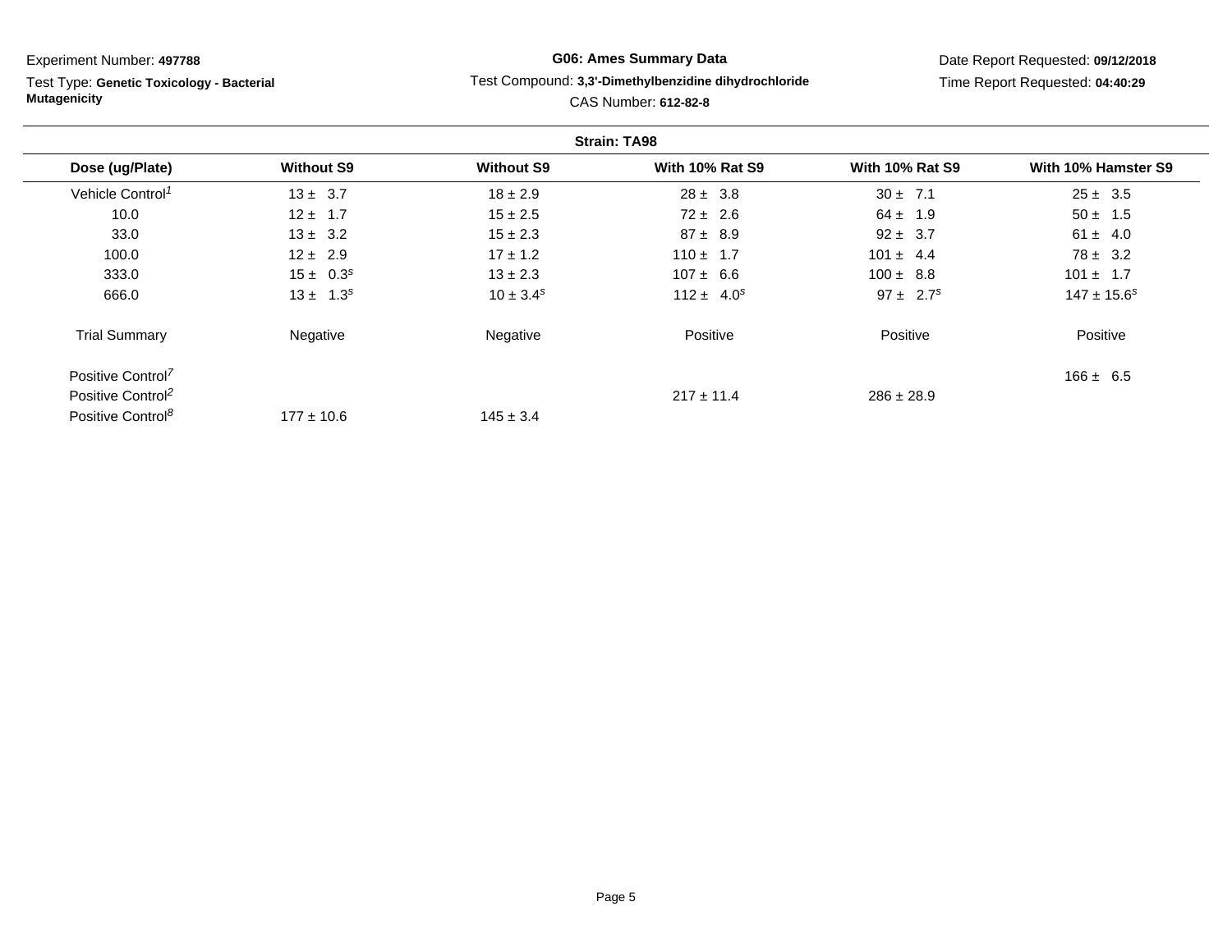Experiment Number: **497788**

Test Type: **Genetic Toxicology - Bacterial Mutagenicity**

**G06: Ames Summary Data**

Test Compound: **3,3'-Dimethylbenzidine dihydrochloride**

CAS Number: **612-82-8**

Date Report Requested: **09/12/2018**

Time Report Requested: **04:40:29**

**Strain: TA98**

| Dose (ug/Plate) | Without S9 | Without S9 | With 10% Rat S9 | With 10% Rat S9 | With 10% Hamster S9 |
|---|---|---|---|---|---|
| Vehicle Control[1] | 13 ± 3.7 | 18 ± 2.9 | 28 ± 3.8 | 30 ± 7.1 | 25 ± 3.5 |
| 10.0 | 12 ± 1.7 | 15 ± 2.5 | 72 ± 2.6 | 64 ± 1.9 | 50 ± 1.5 |
| 33.0 | 13 ± 3.2 | 15 ± 2.3 | 87 ± 8.9 | 92 ± 3.7 | 61 ± 4.0 |
| 100.0 | 12 ± 2.9 | 17 ± 1.2 | 110 ± 1.7 | 101 ± 4.4 | 78 ± 3.2 |
| 333.0 | 15 ± 0.3[s] | 13 ± 2.3 | 107 ± 6.6 | 100 ± 8.8 | 101 ± 1.7 |
| 666.0 | 13 ± 1.3[s] | 10 ± 3.4[s] | 112 ± 4.0[s] | 97 ± 2.7[s] | 147 ± 15.6[s] |
| Trial Summary | Negative | Negative | Positive | Positive | Positive |
| Positive Control[7] | | | | | 166 ± 6.5 |
| Positive Control[2] | | | 217 ± 11.4 | 286 ± 28.9 | |
| Positive Control[8] | 177 ± 10.6 | 145 ± 3.4 | | | |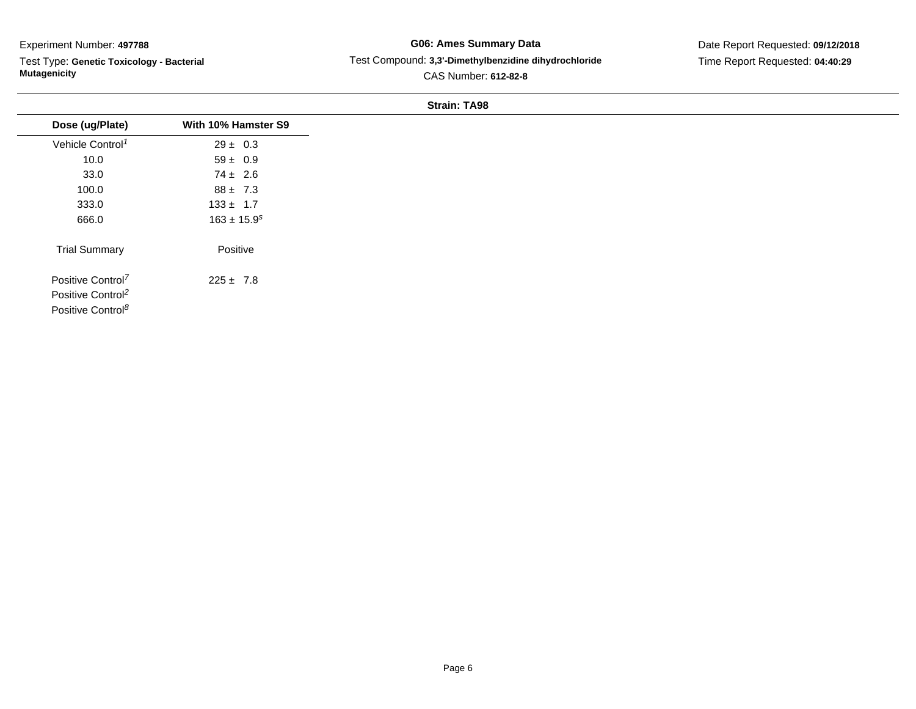Experiment Number: **497788**

Test Type: **Genetic Toxicology - Bacterial Mutagenicity**

**G06: Ames Summary Data**

Test Compound: **3,3'-Dimethylbenzidine dihydrochloride**

CAS Number: **612-82-8**

Date Report Requested: **09/12/2018**

Time Report Requested: **04:40:29**

**Strain: TA98**

| Dose (ug/Plate) | With 10% Hamster S9 |
|---|---|
| Vehicle Control[1] | 29 ± 0.3 |
| 10.0 | 59 ± 0.9 |
| 33.0 | 74 ± 2.6 |
| 100.0 | 88 ± 7.3 |
| 333.0 | 133 ± 1.7 |
| 666.0 | 163 ± 15.9[s] |
| Trial Summary | Positive |
| Positive Control[7] | 225 ± 7.8 |
| Positive Control[2] | |
| Positive Control[8] | |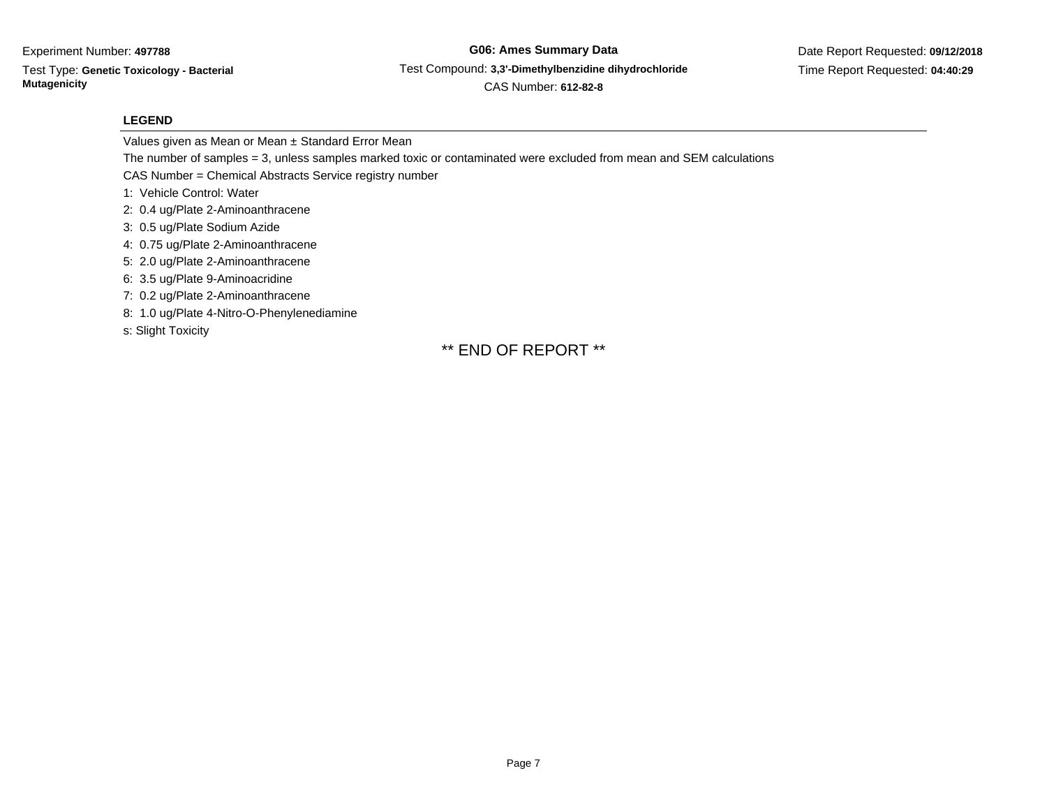Experiment Number: **497788**

Test Type: **Genetic Toxicology - Bacterial Mutagenicity**

**G06: Ames Summary Data**

Test Compound: **3,3'-Dimethylbenzidine dihydrochloride**

CAS Number: **612-82-8**

Date Report Requested: **09/12/2018**

Time Report Requested: **04:40:29**

**LEGEND**

Values given as Mean or Mean ± Standard Error Mean

The number of samples = 3, unless samples marked toxic or contaminated were excluded from mean and SEM calculations

CAS Number = Chemical Abstracts Service registry number

1: Vehicle Control: Water

2: 0.4 ug/Plate 2-Aminoanthracene

3: 0.5 ug/Plate Sodium Azide

4: 0.75 ug/Plate 2-Aminoanthracene

5: 2.0 ug/Plate 2-Aminoanthracene

6: 3.5 ug/Plate 9-Aminoacridine

7: 0.2 ug/Plate 2-Aminoanthracene

8: 1.0 ug/Plate 4-Nitro-O-Phenylenediamine

s: Slight Toxicity

** END OF REPORT **